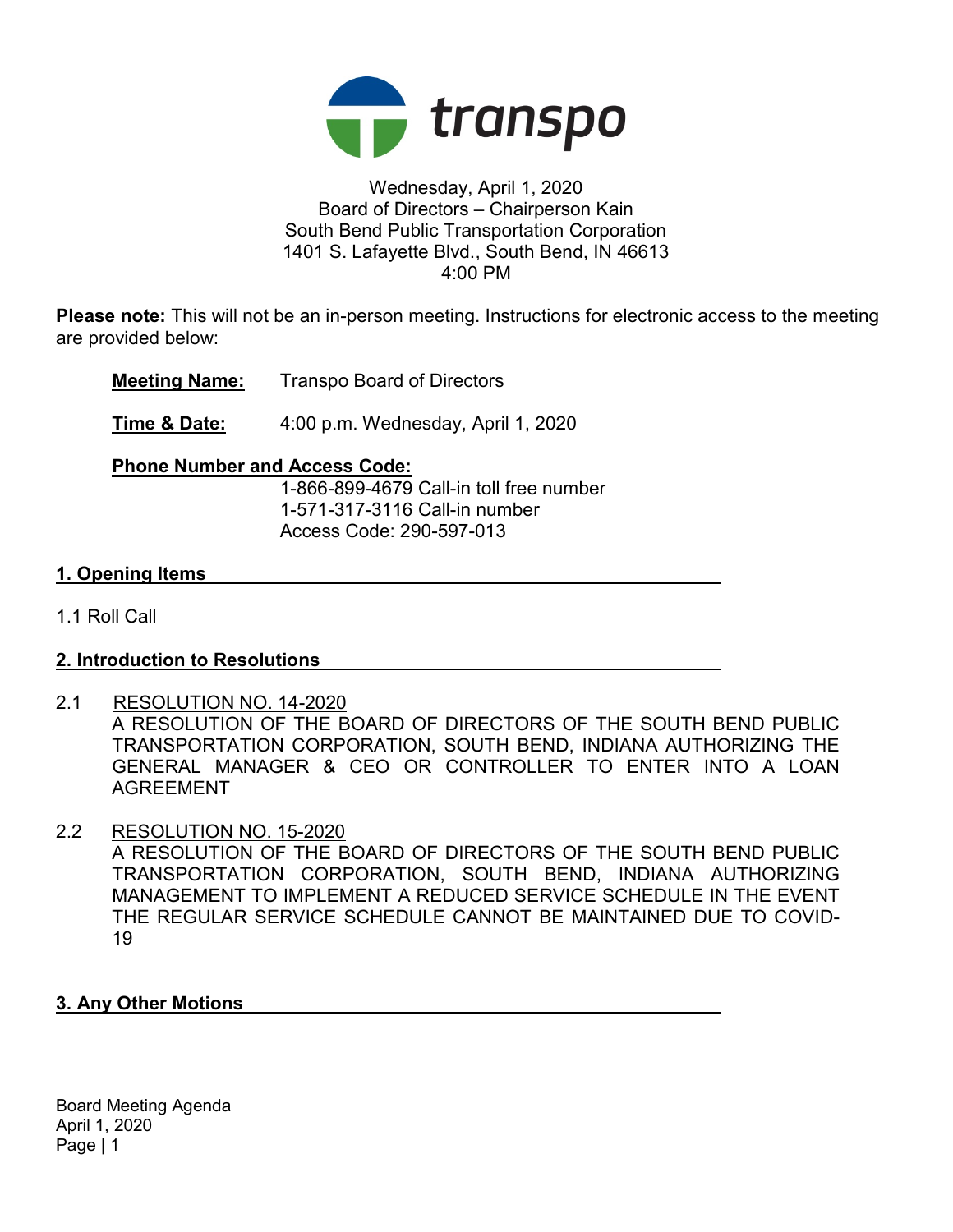transpo

Wednesday, April 1, 2020
Board of Directors – Chairperson Kain
South Bend Public Transportation Corporation
1401 S. Lafayette Blvd., South Bend, IN 46613
4:00 PM

**Please note:** This will not be an in-person meeting. Instructions for electronic access to the meeting are provided below:

**Meeting Name:** Transpo Board of Directors

**Time & Date:** 4:00 p.m. Wednesday, April 1, 2020

**Phone Number and Access Code:**
1-866-899-4679 Call-in toll free number
1-571-317-3116 Call-in number
Access Code: 290-597-013

## 1. Opening Items

1.1 Roll Call

## 2. Introduction to Resolutions

2.1 RESOLUTION NO. 14-2020
A RESOLUTION OF THE BOARD OF DIRECTORS OF THE SOUTH BEND PUBLIC TRANSPORTATION CORPORATION, SOUTH BEND, INDIANA AUTHORIZING THE GENERAL MANAGER & CEO OR CONTROLLER TO ENTER INTO A LOAN AGREEMENT

2.2 RESOLUTION NO. 15-2020
A RESOLUTION OF THE BOARD OF DIRECTORS OF THE SOUTH BEND PUBLIC TRANSPORTATION CORPORATION, SOUTH BEND, INDIANA AUTHORIZING MANAGEMENT TO IMPLEMENT A REDUCED SERVICE SCHEDULE IN THE EVENT THE REGULAR SERVICE SCHEDULE CANNOT BE MAINTAINED DUE TO COVID-19

## 3. Any Other Motions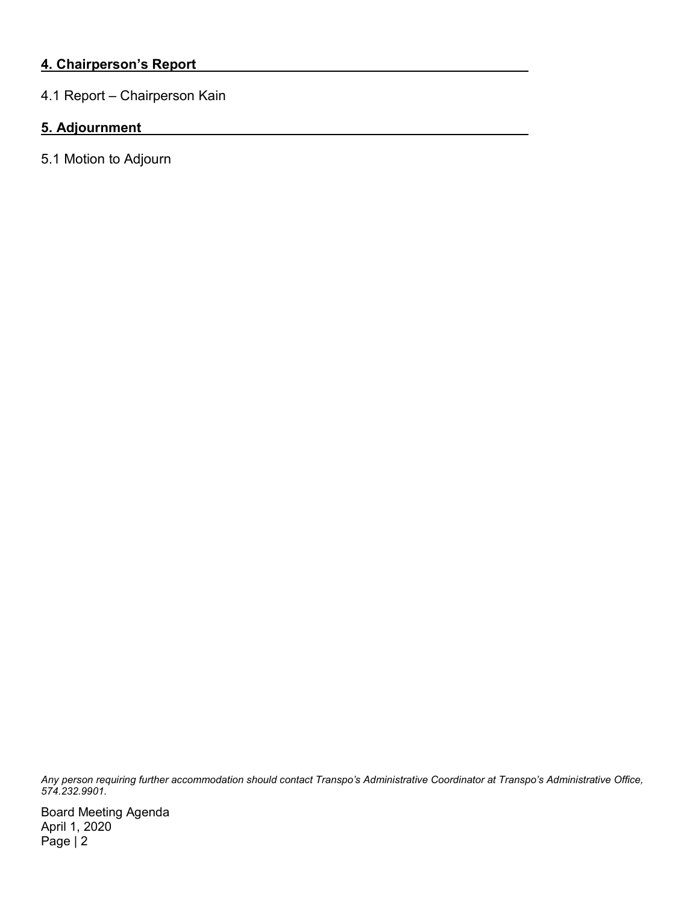## 4. Chairperson's Report

4.1 Report – Chairperson Kain

## 5. Adjournment

5.1 Motion to Adjourn

*Any person requiring further accommodation should contact Transpo's Administrative Coordinator at Transpo's Administrative Office, 574.232.9901.*